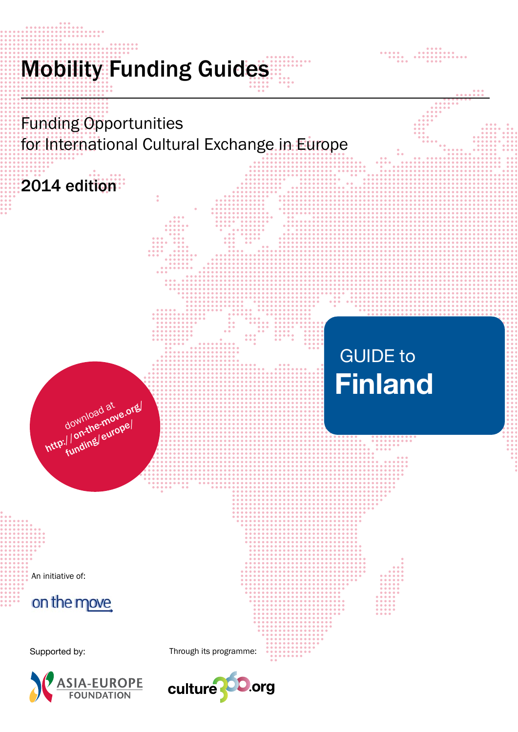# Mobility Funding Guides

Funding Opportunities
for International Cultural Exchange in Europe

**2014 edition**

download at
**http://on-the-move.org/funding/europe/**

GUIDE to
# Finland

An initiative of:

on the move

Supported by:

ASIA-EUROPE FOUNDATION

Through its programme:

culture360.org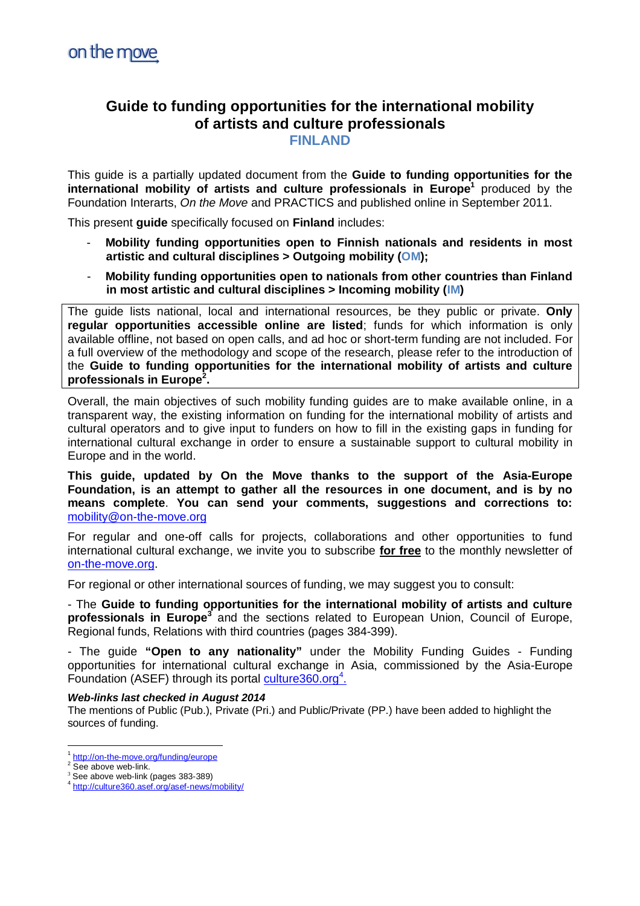on the move

# Guide to funding opportunities for the international mobility of artists and culture professionals

## FINLAND

This guide is a partially updated document from the **Guide to funding opportunities for the international mobility of artists and culture professionals in Europe**[1] produced by the Foundation Interarts, *On the Move* and PRACTICS and published online in September 2011.

This present **guide** specifically focused on **Finland** includes:

- **Mobility funding opportunities open to Finnish nationals and residents in most artistic and cultural disciplines > Outgoing mobility (OM);**
- **Mobility funding opportunities open to nationals from other countries than Finland in most artistic and cultural disciplines > Incoming mobility (IM)**

The guide lists national, local and international resources, be they public or private. **Only regular opportunities accessible online are listed**; funds for which information is only available offline, not based on open calls, and ad hoc or short-term funding are not included. For a full overview of the methodology and scope of the research, please refer to the introduction of the **Guide to funding opportunities for the international mobility of artists and culture professionals in Europe**[2].

Overall, the main objectives of such mobility funding guides are to make available online, in a transparent way, the existing information on funding for the international mobility of artists and cultural operators and to give input to funders on how to fill in the existing gaps in funding for international cultural exchange in order to ensure a sustainable support to cultural mobility in Europe and in the world.

**This guide, updated by On the Move thanks to the support of the Asia-Europe Foundation, is an attempt to gather all the resources in one document, and is by no means complete**. **You can send your comments, suggestions and corrections to:** mobility@on-the-move.org

For regular and one-off calls for projects, collaborations and other opportunities to fund international cultural exchange, we invite you to subscribe **for free** to the monthly newsletter of on-the-move.org.

For regional or other international sources of funding, we may suggest you to consult:

- The **Guide to funding opportunities for the international mobility of artists and culture professionals in Europe**[3] and the sections related to European Union, Council of Europe, Regional funds, Relations with third countries (pages 384-399).

- The guide **"Open to any nationality"** under the Mobility Funding Guides - Funding opportunities for international cultural exchange in Asia, commissioned by the Asia-Europe Foundation (ASEF) through its portal culture360.org[4].

***Web-links last checked in August 2014***

The mentions of Public (Pub.), Private (Pri.) and Public/Private (PP.) have been added to highlight the sources of funding.

---

[1] http://on-the-move.org/funding/europe
[2] See above web-link.
[3] See above web-link (pages 383-389)
[4] http://culture360.asef.org/asef-news/mobility/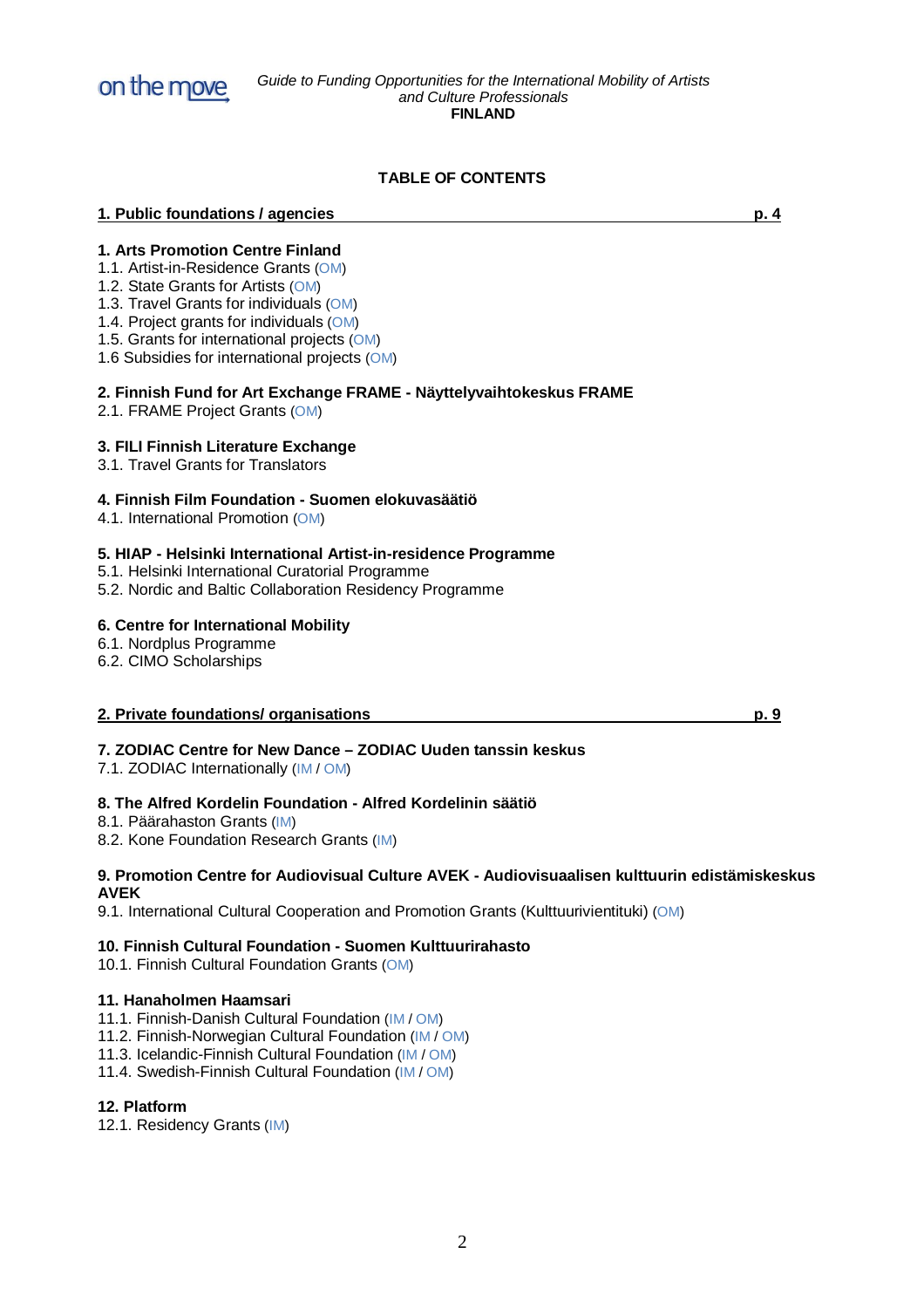## TABLE OF CONTENTS

**1. Public foundations / agencies** **p. 4**

**1. Arts Promotion Centre Finland**
1.1. Artist-in-Residence Grants (OM)
1.2. State Grants for Artists (OM)
1.3. Travel Grants for individuals (OM)
1.4. Project grants for individuals (OM)
1.5. Grants for international projects (OM)
1.6 Subsidies for international projects (OM)

**2. Finnish Fund for Art Exchange FRAME - Näyttelyvaihtokeskus FRAME**
2.1. FRAME Project Grants (OM)

**3. FILI Finnish Literature Exchange**
3.1. Travel Grants for Translators

**4. Finnish Film Foundation - Suomen elokuvasäätiö**
4.1. International Promotion (OM)

**5. HIAP - Helsinki International Artist-in-residence Programme**
5.1. Helsinki International Curatorial Programme
5.2. Nordic and Baltic Collaboration Residency Programme

**6. Centre for International Mobility**
6.1. Nordplus Programme
6.2. CIMO Scholarships

**2. Private foundations/ organisations** **p. 9**

**7. ZODIAC Centre for New Dance – ZODIAC Uuden tanssin keskus**
7.1. ZODIAC Internationally (IM / OM)

**8. The Alfred Kordelin Foundation - Alfred Kordelinin säätiö**
8.1. Päärahaston Grants (IM)
8.2. Kone Foundation Research Grants (IM)

**9. Promotion Centre for Audiovisual Culture AVEK - Audiovisuaalisen kulttuurin edistämiskeskus AVEK**
9.1. International Cultural Cooperation and Promotion Grants (Kulttuurivientituki) (OM)

**10. Finnish Cultural Foundation - Suomen Kulttuurirahasto**
10.1. Finnish Cultural Foundation Grants (OM)

**11. Hanaholmen Haamsari**
11.1. Finnish-Danish Cultural Foundation (IM / OM)
11.2. Finnish-Norwegian Cultural Foundation (IM / OM)
11.3. Icelandic-Finnish Cultural Foundation (IM / OM)
11.4. Swedish-Finnish Cultural Foundation (IM / OM)

**12. Platform**
12.1. Residency Grants (IM)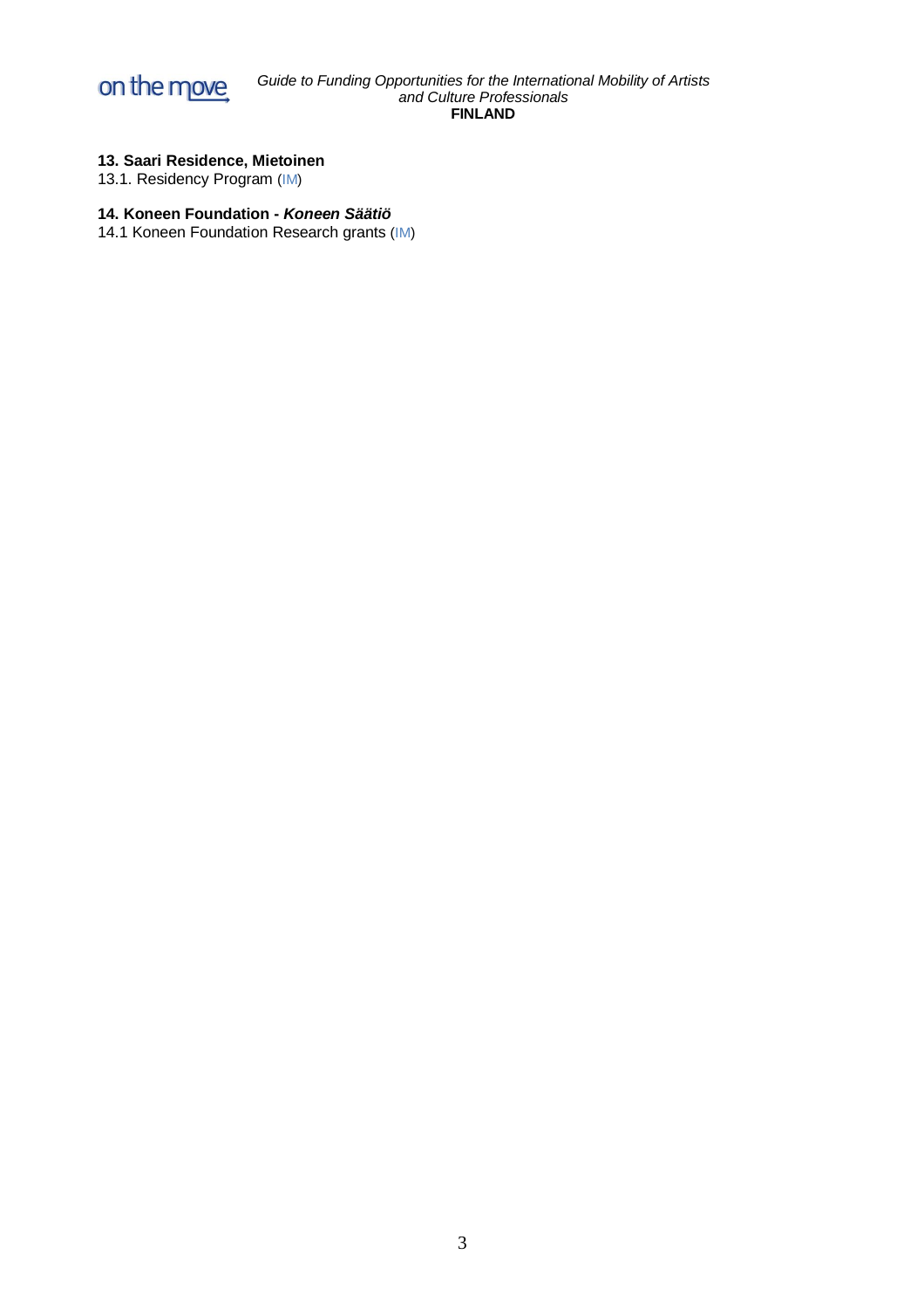**13. Saari Residence, Mietoinen**

13.1. Residency Program (IM)

**14. Koneen Foundation -** ***Koneen Säätiö***

14.1 Koneen Foundation Research grants (IM)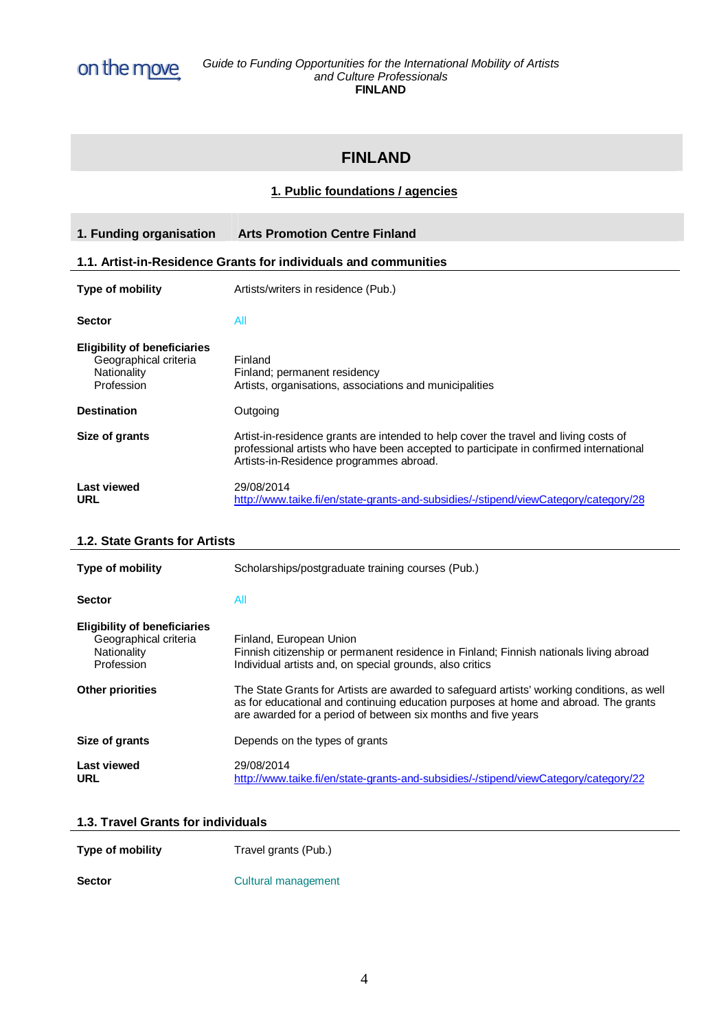# FINLAND

## 1. Public foundations / agencies

| 1. Funding organisation | Arts Promotion Centre Finland |
|---|---|

### 1.1. Artist-in-Residence Grants for individuals and communities

| | |
|---|---|
| **Type of mobility** | Artists/writers in residence (Pub.) |
| **Sector** | All |
| **Eligibility of beneficiaries** | |
| Geographical criteria | Finland |
| Nationality | Finland; permanent residency |
| Profession | Artists, organisations, associations and municipalities |
| **Destination** | Outgoing |
| **Size of grants** | Artist-in-residence grants are intended to help cover the travel and living costs of professional artists who have been accepted to participate in confirmed international Artists-in-Residence programmes abroad. |
| **Last viewed** | 29/08/2014 |
| **URL** | http://www.taike.fi/en/state-grants-and-subsidies/-/stipend/viewCategory/category/28 |

### 1.2. State Grants for Artists

| | |
|---|---|
| **Type of mobility** | Scholarships/postgraduate training courses (Pub.) |
| **Sector** | All |
| **Eligibility of beneficiaries** | |
| Geographical criteria | Finland, European Union |
| Nationality | Finnish citizenship or permanent residence in Finland; Finnish nationals living abroad |
| Profession | Individual artists and, on special grounds, also critics |
| **Other priorities** | The State Grants for Artists are awarded to safeguard artists' working conditions, as well as for educational and continuing education purposes at home and abroad. The grants are awarded for a period of between six months and five years |
| **Size of grants** | Depends on the types of grants |
| **Last viewed** | 29/08/2014 |
| **URL** | http://www.taike.fi/en/state-grants-and-subsidies/-/stipend/viewCategory/category/22 |

### 1.3. Travel Grants for individuals

| | |
|---|---|
| **Type of mobility** | Travel grants (Pub.) |
| **Sector** | Cultural management |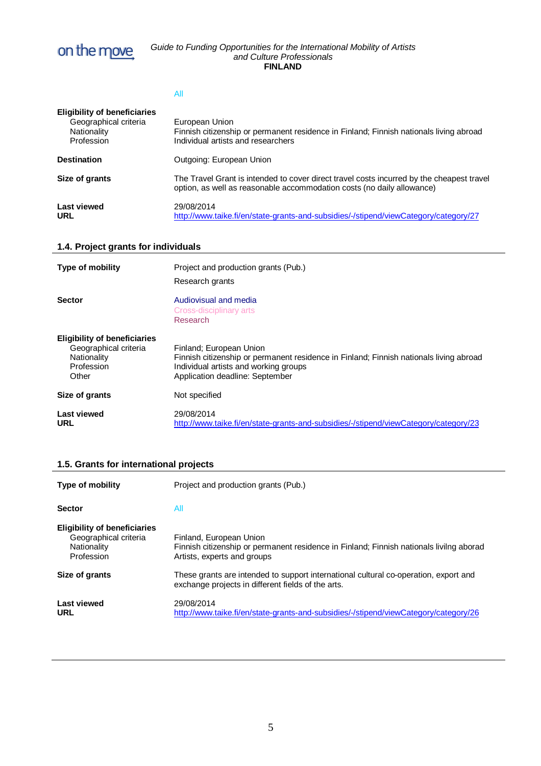All

**Eligibility of beneficiaries**
Geographical criteria: European Union
Nationality: Finnish citizenship or permanent residence in Finland; Finnish nationals living abroad
Profession: Individual artists and researchers

**Destination**: Outgoing: European Union

**Size of grants**: The Travel Grant is intended to cover direct travel costs incurred by the cheapest travel option, as well as reasonable accommodation costs (no daily allowance)

**Last viewed**: 29/08/2014
**URL**: http://www.taike.fi/en/state-grants-and-subsidies/-/stipend/viewCategory/category/27

### 1.4. Project grants for individuals

**Type of mobility**: Project and production grants (Pub.)
Research grants

**Sector**: Audiovisual and media
Cross-disciplinary arts
Research

**Eligibility of beneficiaries**
Geographical criteria: Finland; European Union
Nationality: Finnish citizenship or permanent residence in Finland; Finnish nationals living abroad
Profession: Individual artists and working groups
Other: Application deadline: September

**Size of grants**: Not specified

**Last viewed**: 29/08/2014
**URL**: http://www.taike.fi/en/state-grants-and-subsidies/-/stipend/viewCategory/category/23

### 1.5. Grants for international projects

**Type of mobility**: Project and production grants (Pub.)

**Sector**: All

**Eligibility of beneficiaries**
Geographical criteria: Finland, European Union
Nationality: Finnish citizenship or permanent residence in Finland; Finnish nationals livilng aborad
Profession: Artists, experts and groups

**Size of grants**: These grants are intended to support international cultural co-operation, export and exchange projects in different fields of the arts.

**Last viewed**: 29/08/2014
**URL**: http://www.taike.fi/en/state-grants-and-subsidies/-/stipend/viewCategory/category/26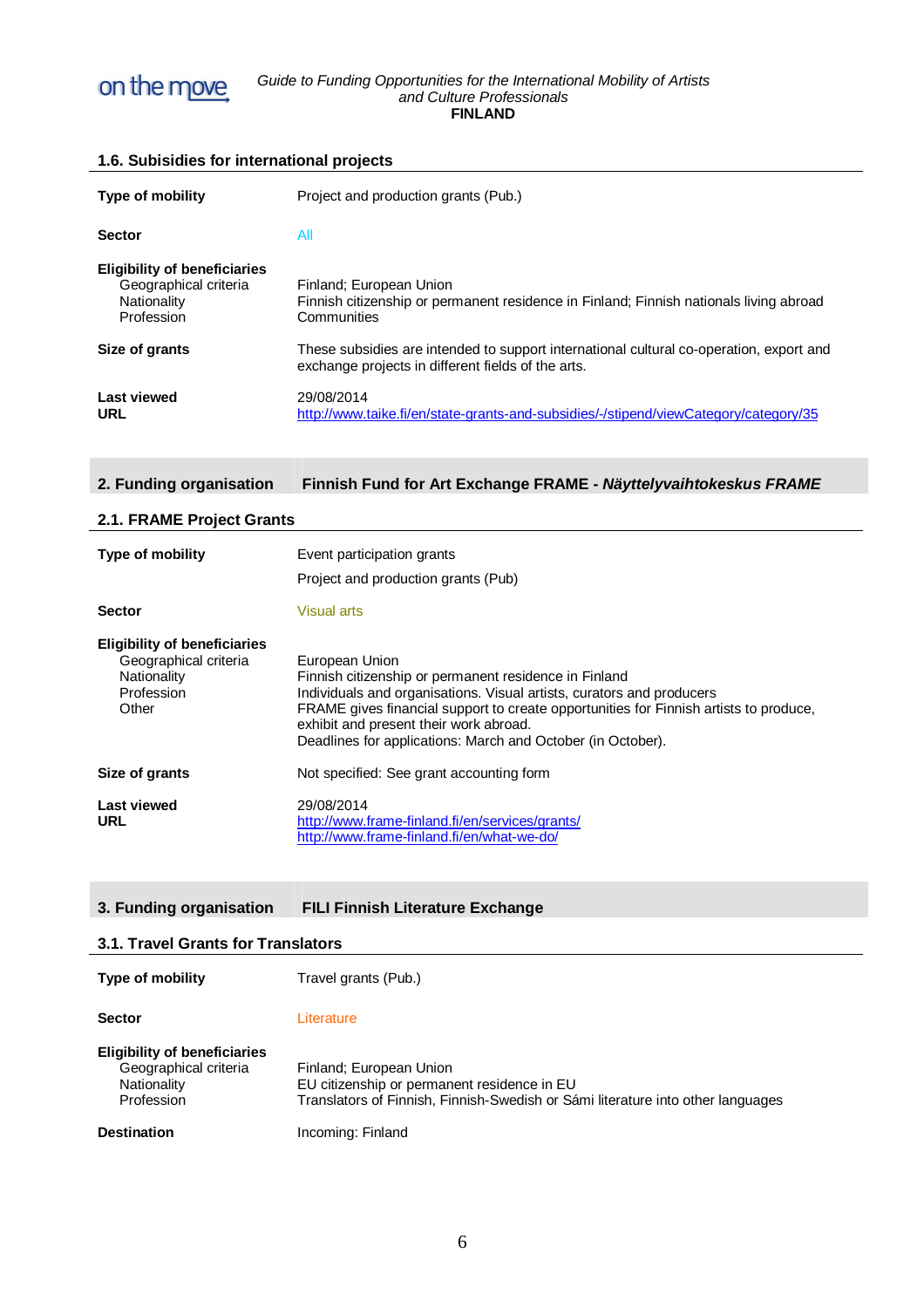### 1.6. Subisidies for international projects

| | |
|---|---|
| **Type of mobility** | Project and production grants (Pub.) |
| **Sector** | All |
| **Eligibility of beneficiaries**<br>Geographical criteria<br>Nationality<br>Profession | <br>Finland; European Union<br>Finnish citizenship or permanent residence in Finland; Finnish nationals living abroad<br>Communities |
| **Size of grants** | These subsidies are intended to support international cultural co-operation, export and exchange projects in different fields of the arts. |
| **Last viewed**<br>**URL** | 29/08/2014<br>http://www.taike.fi/en/state-grants-and-subsidies/-/stipend/viewCategory/category/35 |

## 2. Funding organisation — Finnish Fund for Art Exchange FRAME - *Näyttelyvaihtokeskus FRAME*

### 2.1. FRAME Project Grants

| | |
|---|---|
| **Type of mobility** | Event participation grants<br>Project and production grants (Pub) |
| **Sector** | Visual arts |
| **Eligibility of beneficiaries**<br>Geographical criteria<br>Nationality<br>Profession<br>Other | <br>European Union<br>Finnish citizenship or permanent residence in Finland<br>Individuals and organisations. Visual artists, curators and producers<br>FRAME gives financial support to create opportunities for Finnish artists to produce, exhibit and present their work abroad.<br>Deadlines for applications: March and October (in October). |
| **Size of grants** | Not specified: See grant accounting form |
| **Last viewed**<br>**URL** | 29/08/2014<br>http://www.frame-finland.fi/en/services/grants/<br>http://www.frame-finland.fi/en/what-we-do/ |

## 3. Funding organisation — FILI Finnish Literature Exchange

### 3.1. Travel Grants for Translators

| | |
|---|---|
| **Type of mobility** | Travel grants (Pub.) |
| **Sector** | Literature |
| **Eligibility of beneficiaries**<br>Geographical criteria<br>Nationality<br>Profession | <br>Finland; European Union<br>EU citizenship or permanent residence in EU<br>Translators of Finnish, Finnish-Swedish or Sámi literature into other languages |
| **Destination** | Incoming: Finland |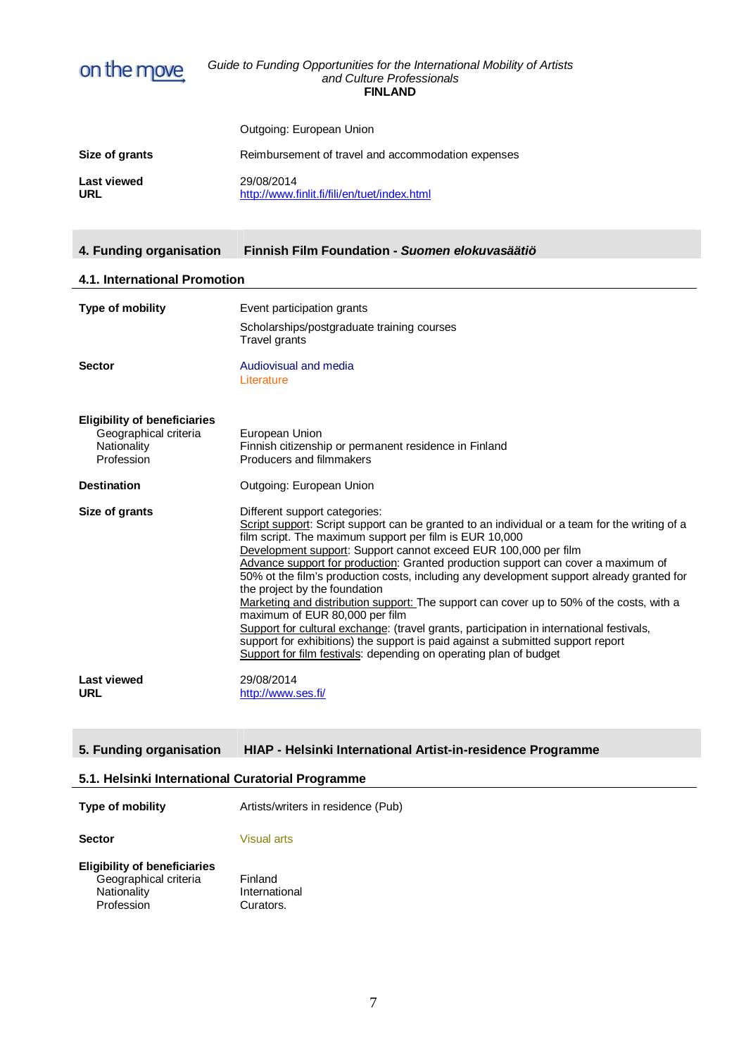| | |
|---|---|
| | Outgoing: European Union |
| **Size of grants** | Reimbursement of travel and accommodation expenses |
| **Last viewed** | 29/08/2014 |
| **URL** | http://www.finlit.fi/fili/en/tuet/index.html |

## 4. Funding organisation Finnish Film Foundation - *Suomen elokuvasäätiö*

### 4.1. International Promotion

**Type of mobility**
Event participation grants
Scholarships/postgraduate training courses
Travel grants

**Sector**
Audiovisual and media
Literature

**Eligibility of beneficiaries**
- Geographical criteria: European Union
- Nationality: Finnish citizenship or permanent residence in Finland
- Profession: Producers and filmmakers

**Destination**
Outgoing: European Union

**Size of grants**
Different support categories:
Script support: Script support can be granted to an individual or a team for the writing of a film script. The maximum support per film is EUR 10,000
Development support: Support cannot exceed EUR 100,000 per film
Advance support for production: Granted production support can cover a maximum of 50% ot the film's production costs, including any development support already granted for the project by the foundation
Marketing and distribution support: The support can cover up to 50% of the costs, with a maximum of EUR 80,000 per film
Support for cultural exchange: (travel grants, participation in international festivals, support for exhibitions) the support is paid against a submitted support report
Support for film festivals: depending on operating plan of budget

**Last viewed**
29/08/2014

**URL**
http://www.ses.fi/

## 5. Funding organisation HIAP - Helsinki International Artist-in-residence Programme

### 5.1. Helsinki International Curatorial Programme

**Type of mobility**
Artists/writers in residence (Pub)

**Sector**
Visual arts

**Eligibility of beneficiaries**
- Geographical criteria: Finland
- Nationality: International
- Profession: Curators.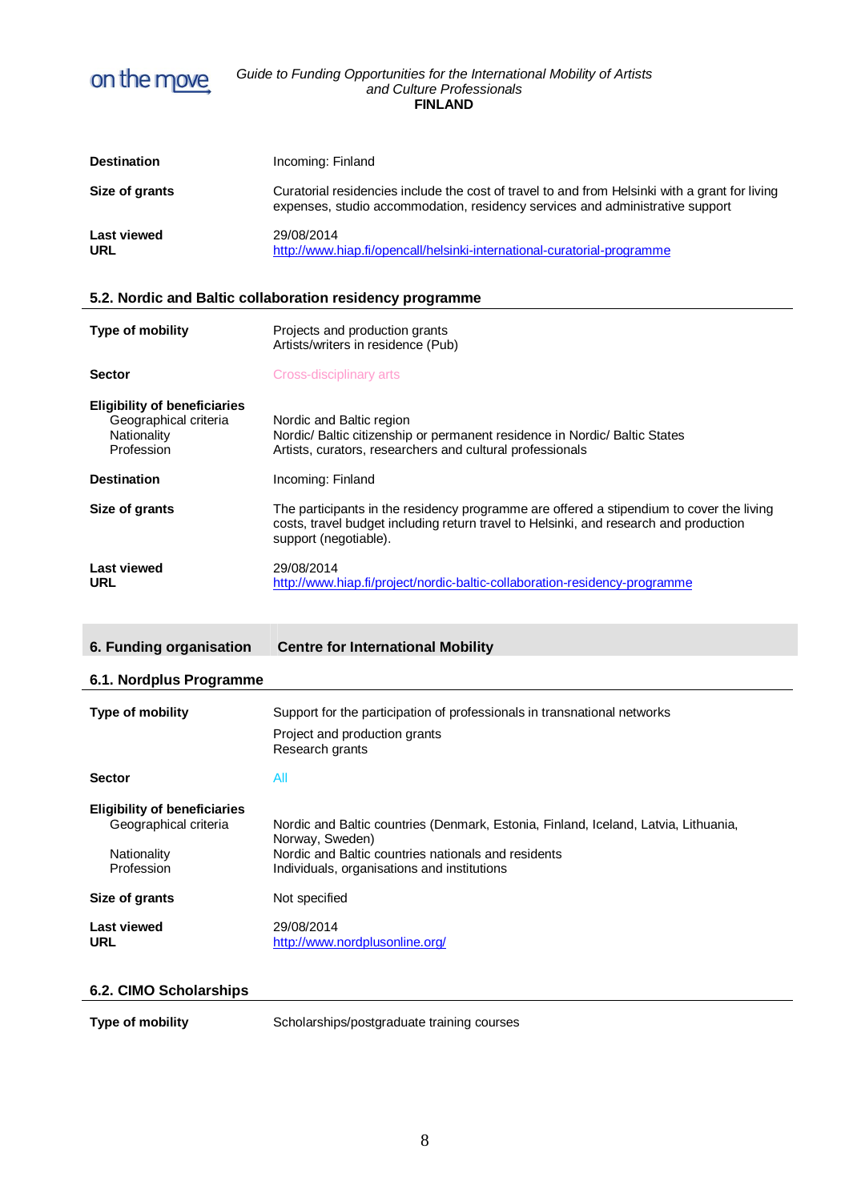| | |
|---|---|
| **Destination** | Incoming: Finland |
| **Size of grants** | Curatorial residencies include the cost of travel to and from Helsinki with a grant for living expenses, studio accommodation, residency services and administrative support |
| **Last viewed**<br>**URL** | 29/08/2014<br>http://www.hiap.fi/opencall/helsinki-international-curatorial-programme |

### 5.2. Nordic and Baltic collaboration residency programme

| | |
|---|---|
| **Type of mobility** | Projects and production grants<br>Artists/writers in residence (Pub) |
| **Sector** | Cross-disciplinary arts |
| **Eligibility of beneficiaries**<br>Geographical criteria<br>Nationality<br>Profession | <br>Nordic and Baltic region<br>Nordic/ Baltic citizenship or permanent residence in Nordic/ Baltic States<br>Artists, curators, researchers and cultural professionals |
| **Destination** | Incoming: Finland |
| **Size of grants** | The participants in the residency programme are offered a stipendium to cover the living costs, travel budget including return travel to Helsinki, and research and production support (negotiable). |
| **Last viewed**<br>**URL** | 29/08/2014<br>http://www.hiap.fi/project/nordic-baltic-collaboration-residency-programme |

## 6. Funding organisation — Centre for International Mobility

### 6.1. Nordplus Programme

| | |
|---|---|
| **Type of mobility** | Support for the participation of professionals in transnational networks<br>Project and production grants<br>Research grants |
| **Sector** | All |
| **Eligibility of beneficiaries**<br>Geographical criteria<br>Nationality<br>Profession | <br>Nordic and Baltic countries (Denmark, Estonia, Finland, Iceland, Latvia, Lithuania, Norway, Sweden)<br>Nordic and Baltic countries nationals and residents<br>Individuals, organisations and institutions |
| **Size of grants** | Not specified |
| **Last viewed**<br>**URL** | 29/08/2014<br>http://www.nordplusonline.org/ |

### 6.2. CIMO Scholarships

| | |
|---|---|
| **Type of mobility** | Scholarships/postgraduate training courses |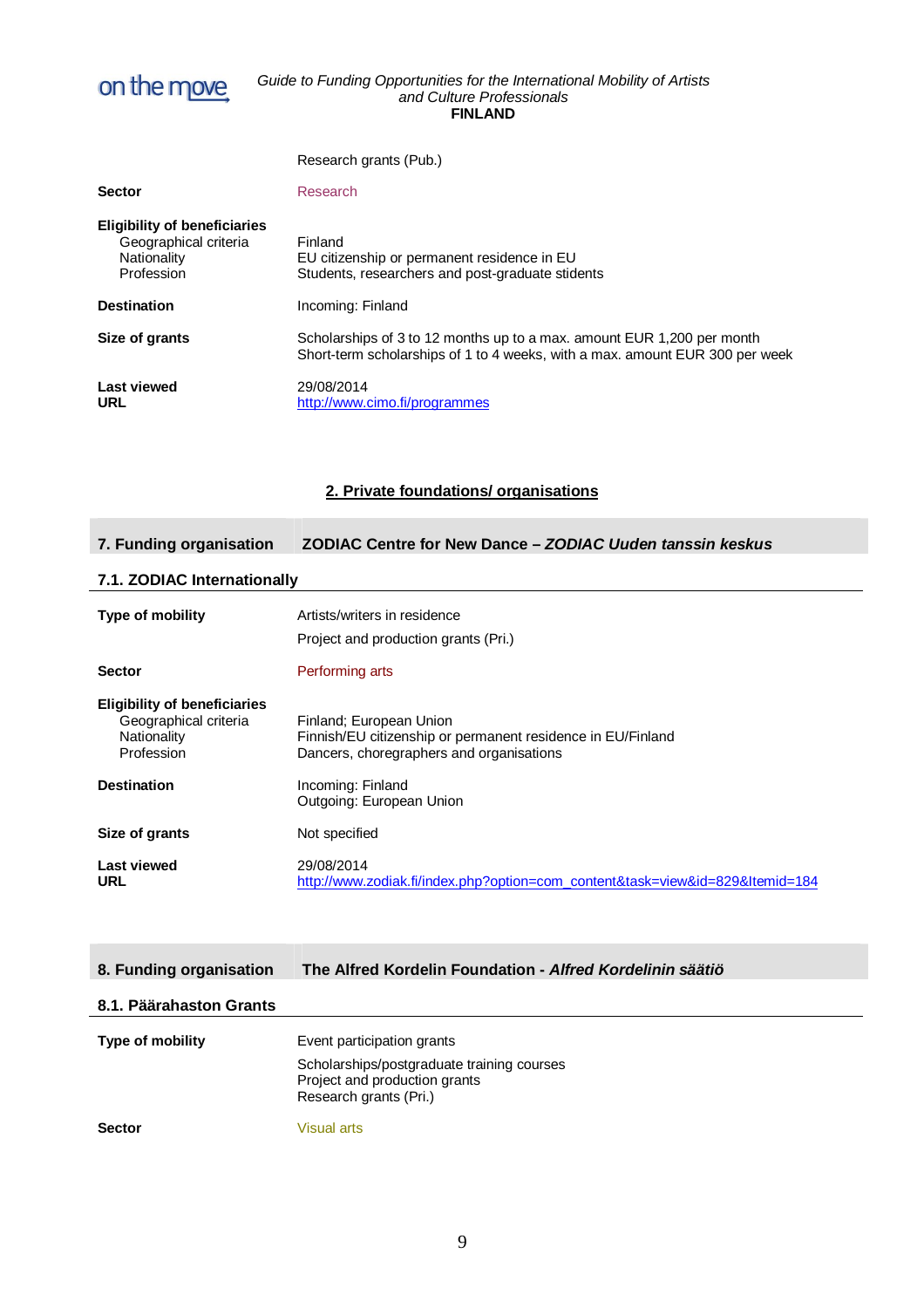| | |
|---|---|
| | Research grants (Pub.) |
| **Sector** | Research |
| **Eligibility of beneficiaries** | |
| Geographical criteria | Finland |
| Nationality | EU citizenship or permanent residence in EU |
| Profession | Students, researchers and post-graduate stidents |
| **Destination** | Incoming: Finland |
| **Size of grants** | Scholarships of 3 to 12 months up to a max. amount EUR 1,200 per month<br>Short-term scholarships of 1 to 4 weeks, with a max. amount EUR 300 per week |
| **Last viewed** | 29/08/2014 |
| **URL** | http://www.cimo.fi/programmes |

## 2. Private foundations/ organisations

### 7. Funding organisation — ZODIAC Centre for New Dance – *ZODIAC Uuden tanssin keskus*

#### 7.1. ZODIAC Internationally

| | |
|---|---|
| **Type of mobility** | Artists/writers in residence<br>Project and production grants (Pri.) |
| **Sector** | Performing arts |
| **Eligibility of beneficiaries** | |
| Geographical criteria | Finland; European Union |
| Nationality | Finnish/EU citizenship or permanent residence in EU/Finland |
| Profession | Dancers, choregraphers and organisations |
| **Destination** | Incoming: Finland<br>Outgoing: European Union |
| **Size of grants** | Not specified |
| **Last viewed** | 29/08/2014 |
| **URL** | http://www.zodiak.fi/index.php?option=com_content&task=view&id=829&Itemid=184 |

### 8. Funding organisation — The Alfred Kordelin Foundation - *Alfred Kordelinin säätiö*

#### 8.1. Päärahaston Grants

| | |
|---|---|
| **Type of mobility** | Event participation grants<br>Scholarships/postgraduate training courses<br>Project and production grants<br>Research grants (Pri.) |
| **Sector** | Visual arts |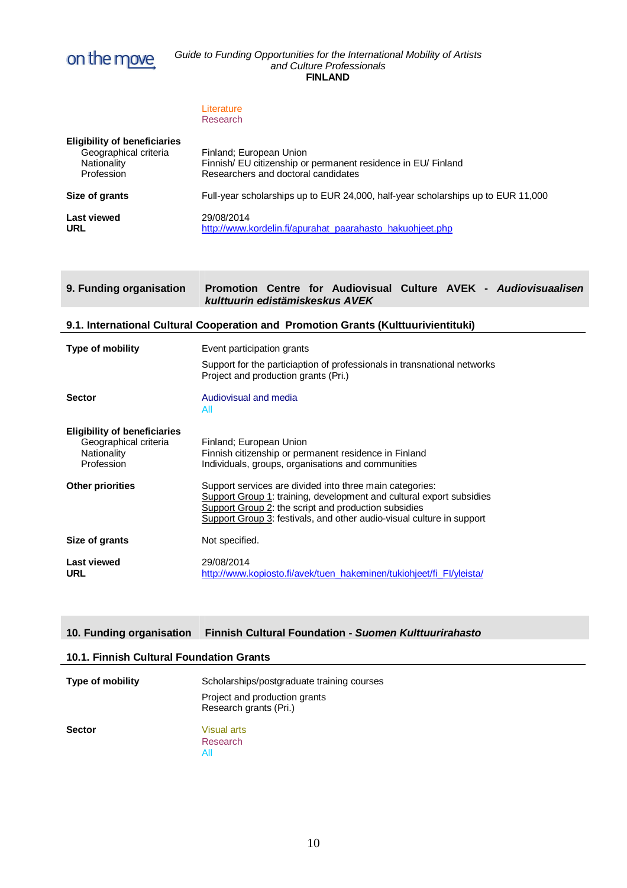| | |
|---|---|
| | Literature<br>Research |
| **Eligibility of beneficiaries** | |
| Geographical criteria | Finland; European Union |
| Nationality | Finnish/ EU citizenship or permanent residence in EU/ Finland |
| Profession | Researchers and doctoral candidates |
| **Size of grants** | Full-year scholarships up to EUR 24,000, half-year scholarships up to EUR 11,000 |
| **Last viewed** | 29/08/2014 |
| **URL** | [http://www.kordelin.fi/apurahat_paarahasto_hakuohjeet.php](http://www.kordelin.fi/apurahat_paarahasto_hakuohjeet.php) |

## 9. Funding organisation — Promotion Centre for Audiovisual Culture AVEK - *Audiovisuaalisen kulttuurin edistämiskeskus AVEK*

### 9.1. International Cultural Cooperation and Promotion Grants (Kulttuurivientituki)

| | |
|---|---|
| **Type of mobility** | Event participation grants<br>Support for the particiaption of professionals in transnational networks<br>Project and production grants (Pri.) |
| **Sector** | Audiovisual and media<br>All |
| **Eligibility of beneficiaries** | |
| Geographical criteria | Finland; European Union |
| Nationality | Finnish citizenship or permanent residence in Finland |
| Profession | Individuals, groups, organisations and communities |
| **Other priorities** | Support services are divided into three main categories:<br>Support Group 1: training, development and cultural export subsidies<br>Support Group 2: the script and production subsidies<br>Support Group 3: festivals, and other audio-visual culture in support |
| **Size of grants** | Not specified. |
| **Last viewed** | 29/08/2014 |
| **URL** | [http://www.kopiosto.fi/avek/tuen_hakeminen/tukiohjeet/fi_FI/yleista/](http://www.kopiosto.fi/avek/tuen_hakeminen/tukiohjeet/fi_FI/yleista/) |

## 10. Funding organisation — Finnish Cultural Foundation - *Suomen Kulttuurirahasto*

### 10.1. Finnish Cultural Foundation Grants

| | |
|---|---|
| **Type of mobility** | Scholarships/postgraduate training courses<br>Project and production grants<br>Research grants (Pri.) |
| **Sector** | Visual arts<br>Research<br>All |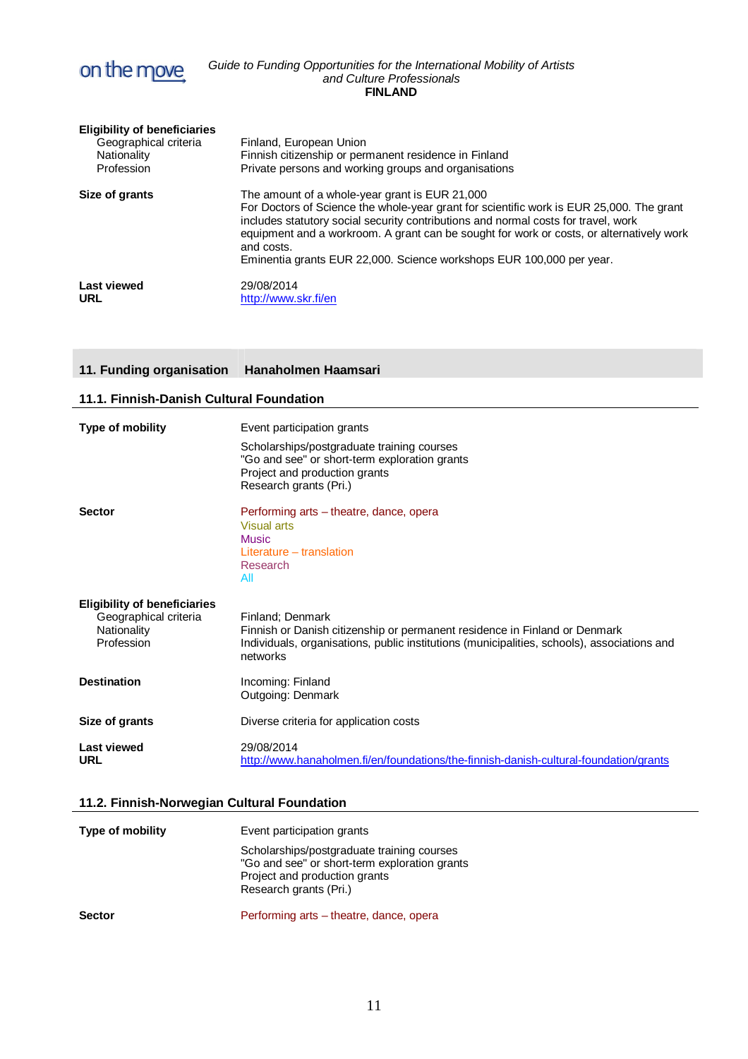| | |
|---|---|
| **Eligibility of beneficiaries** | |
| Geographical criteria | Finland, European Union |
| Nationality | Finnish citizenship or permanent residence in Finland |
| Profession | Private persons and working groups and organisations |
| **Size of grants** | The amount of a whole-year grant is EUR 21,000<br>For Doctors of Science the whole-year grant for scientific work is EUR 25,000. The grant includes statutory social security contributions and normal costs for travel, work equipment and a workroom. A grant can be sought for work or costs, or alternatively work and costs.<br>Eminentia grants EUR 22,000. Science workshops EUR 100,000 per year. |
| **Last viewed** | 29/08/2014 |
| **URL** | http://www.skr.fi/en |

## 11. Funding organisation Hanaholmen Haamsari

### 11.1. Finnish-Danish Cultural Foundation

| | |
|---|---|
| **Type of mobility** | Event participation grants<br>Scholarships/postgraduate training courses<br>"Go and see" or short-term exploration grants<br>Project and production grants<br>Research grants (Pri.) |
| **Sector** | Performing arts – theatre, dance, opera<br>Visual arts<br>Music<br>Literature – translation<br>Research<br>All |
| **Eligibility of beneficiaries** | |
| Geographical criteria | Finland; Denmark |
| Nationality | Finnish or Danish citizenship or permanent residence in Finland or Denmark |
| Profession | Individuals, organisations, public institutions (municipalities, schools), associations and networks |
| **Destination** | Incoming: Finland<br>Outgoing: Denmark |
| **Size of grants** | Diverse criteria for application costs |
| **Last viewed** | 29/08/2014 |
| **URL** | http://www.hanaholmen.fi/en/foundations/the-finnish-danish-cultural-foundation/grants |

### 11.2. Finnish-Norwegian Cultural Foundation

| | |
|---|---|
| **Type of mobility** | Event participation grants<br>Scholarships/postgraduate training courses<br>"Go and see" or short-term exploration grants<br>Project and production grants<br>Research grants (Pri.) |
| **Sector** | Performing arts – theatre, dance, opera |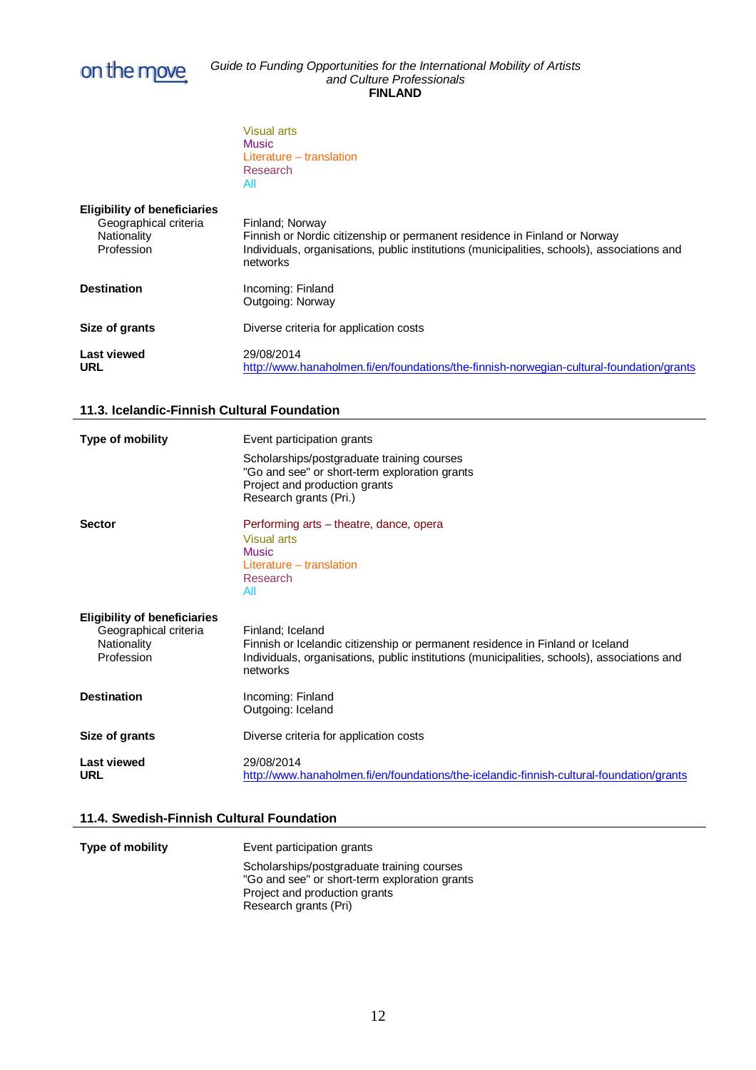Visual arts
Music
Literature – translation
Research
All

| | |
|---|---|
| **Eligibility of beneficiaries** | |
| Geographical criteria | Finland; Norway |
| Nationality | Finnish or Nordic citizenship or permanent residence in Finland or Norway |
| Profession | Individuals, organisations, public institutions (municipalities, schools), associations and networks |
| **Destination** | Incoming: Finland<br>Outgoing: Norway |
| **Size of grants** | Diverse criteria for application costs |
| **Last viewed** | 29/08/2014 |
| **URL** | http://www.hanaholmen.fi/en/foundations/the-finnish-norwegian-cultural-foundation/grants |

### 11.3. Icelandic-Finnish Cultural Foundation

| | |
|---|---|
| **Type of mobility** | Event participation grants<br>Scholarships/postgraduate training courses<br>"Go and see" or short-term exploration grants<br>Project and production grants<br>Research grants (Pri.) |
| **Sector** | Performing arts – theatre, dance, opera<br>Visual arts<br>Music<br>Literature – translation<br>Research<br>All |
| **Eligibility of beneficiaries** | |
| Geographical criteria | Finland; Iceland |
| Nationality | Finnish or Icelandic citizenship or permanent residence in Finland or Iceland |
| Profession | Individuals, organisations, public institutions (municipalities, schools), associations and networks |
| **Destination** | Incoming: Finland<br>Outgoing: Iceland |
| **Size of grants** | Diverse criteria for application costs |
| **Last viewed** | 29/08/2014 |
| **URL** | http://www.hanaholmen.fi/en/foundations/the-icelandic-finnish-cultural-foundation/grants |

### 11.4. Swedish-Finnish Cultural Foundation

| | |
|---|---|
| **Type of mobility** | Event participation grants<br>Scholarships/postgraduate training courses<br>"Go and see" or short-term exploration grants<br>Project and production grants<br>Research grants (Pri) |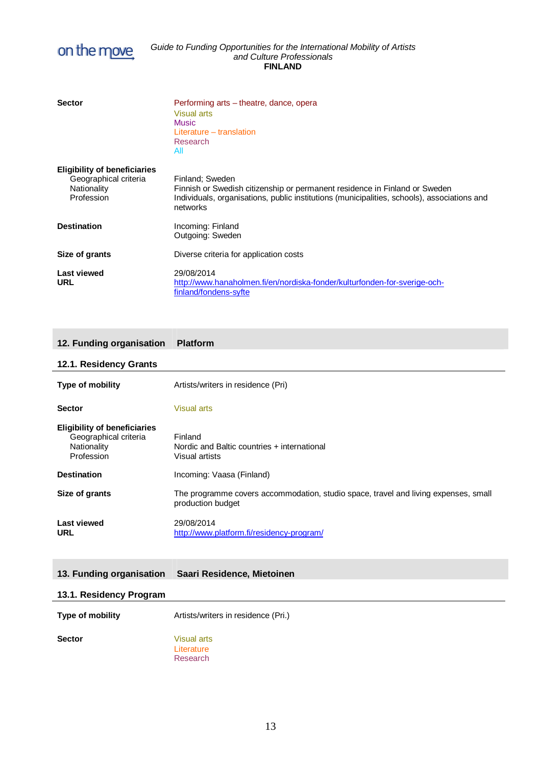| | |
|---|---|
| **Sector** | Performing arts – theatre, dance, opera<br>Visual arts<br>Music<br>Literature – translation<br>Research<br>All |
| **Eligibility of beneficiaries** | |
| Geographical criteria | Finland; Sweden |
| Nationality | Finnish or Swedish citizenship or permanent residence in Finland or Sweden |
| Profession | Individuals, organisations, public institutions (municipalities, schools), associations and networks |
| **Destination** | Incoming: Finland<br>Outgoing: Sweden |
| **Size of grants** | Diverse criteria for application costs |
| **Last viewed** | 29/08/2014 |
| **URL** | http://www.hanaholmen.fi/en/nordiska-fonder/kulturfonden-for-sverige-och-finland/fondens-syfte |

## 12. Funding organisation Platform

### 12.1. Residency Grants

| | |
|---|---|
| **Type of mobility** | Artists/writers in residence (Pri) |
| **Sector** | Visual arts |
| **Eligibility of beneficiaries** | |
| Geographical criteria | Finland |
| Nationality | Nordic and Baltic countries + international |
| Profession | Visual artists |
| **Destination** | Incoming: Vaasa (Finland) |
| **Size of grants** | The programme covers accommodation, studio space, travel and living expenses, small production budget |
| **Last viewed** | 29/08/2014 |
| **URL** | http://www.platform.fi/residency-program/ |

## 13. Funding organisation Saari Residence, Mietoinen

### 13.1. Residency Program

| | |
|---|---|
| **Type of mobility** | Artists/writers in residence (Pri.) |
| **Sector** | Visual arts<br>Literature<br>Research |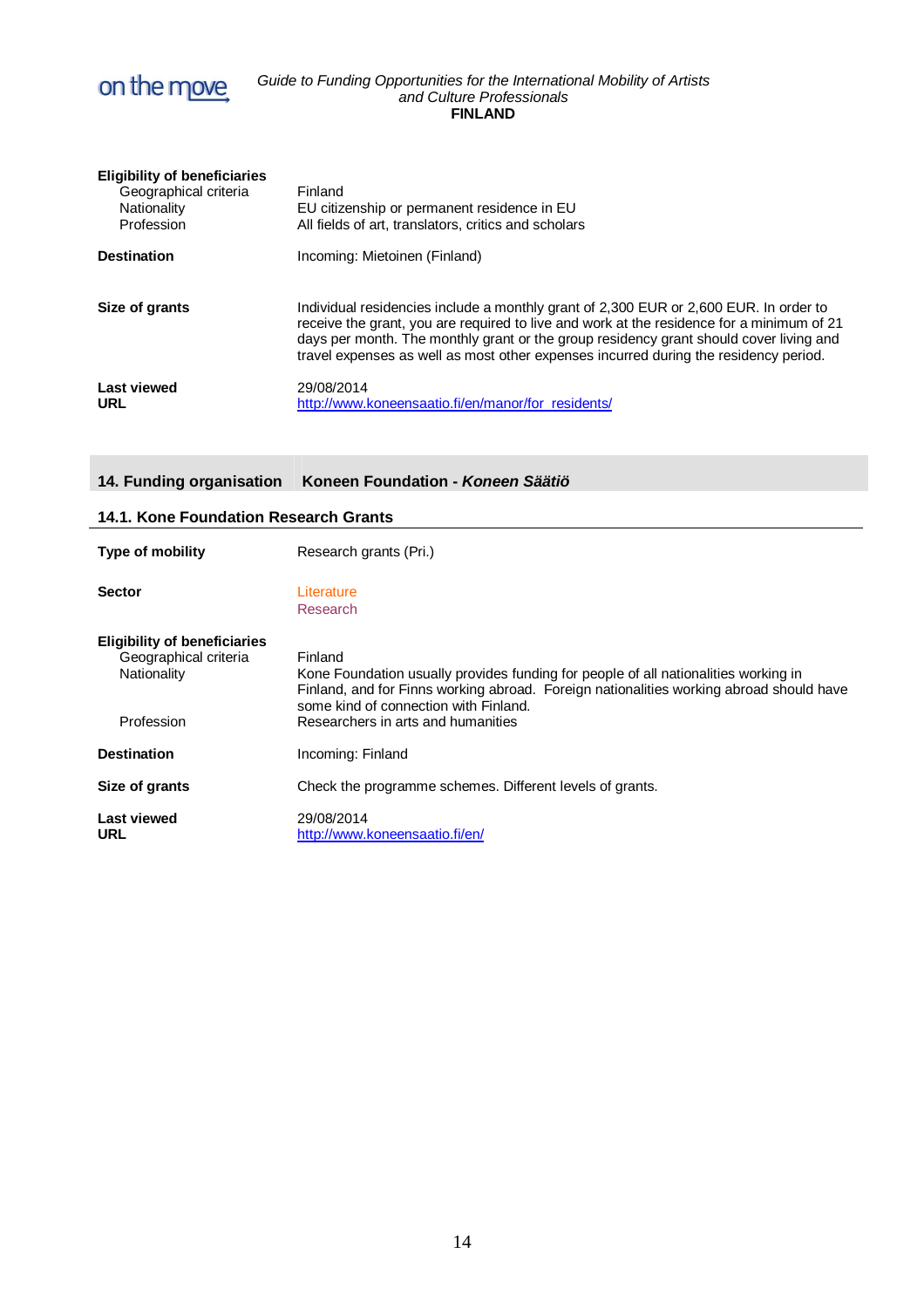| | |
|---|---|
| **Eligibility of beneficiaries** | |
| Geographical criteria | Finland |
| Nationality | EU citizenship or permanent residence in EU |
| Profession | All fields of art, translators, critics and scholars |
| **Destination** | Incoming: Mietoinen (Finland) |
| **Size of grants** | Individual residencies include a monthly grant of 2,300 EUR or 2,600 EUR. In order to receive the grant, you are required to live and work at the residence for a minimum of 21 days per month. The monthly grant or the group residency grant should cover living and travel expenses as well as most other expenses incurred during the residency period. |
| **Last viewed** | 29/08/2014 |
| **URL** | [http://www.koneensaatio.fi/en/manor/for_residents/](http://www.koneensaatio.fi/en/manor/for_residents/) |

## 14. Funding organisation Koneen Foundation - *Koneen Säätiö*

### 14.1. Kone Foundation Research Grants

| | |
|---|---|
| **Type of mobility** | Research grants (Pri.) |
| **Sector** | Literature<br>Research |
| **Eligibility of beneficiaries** | |
| Geographical criteria | Finland |
| Nationality | Kone Foundation usually provides funding for people of all nationalities working in Finland, and for Finns working abroad. Foreign nationalities working abroad should have some kind of connection with Finland. |
| Profession | Researchers in arts and humanities |
| **Destination** | Incoming: Finland |
| **Size of grants** | Check the programme schemes. Different levels of grants. |
| **Last viewed** | 29/08/2014 |
| **URL** | [http://www.koneensaatio.fi/en/](http://www.koneensaatio.fi/en/) |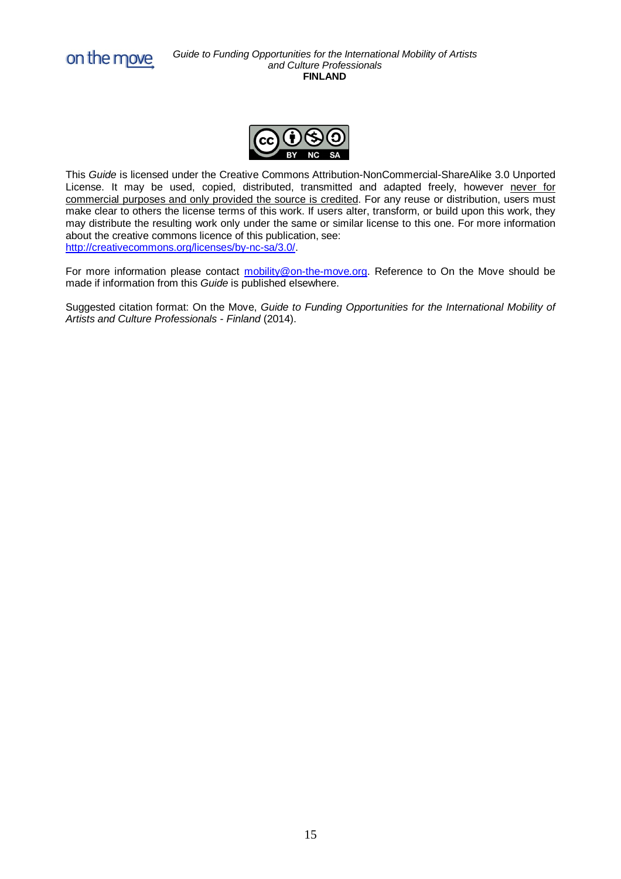This *Guide* is licensed under the Creative Commons Attribution-NonCommercial-ShareAlike 3.0 Unported License. It may be used, copied, distributed, transmitted and adapted freely, however never for commercial purposes and only provided the source is credited. For any reuse or distribution, users must make clear to others the license terms of this work. If users alter, transform, or build upon this work, they may distribute the resulting work only under the same or similar license to this one. For more information about the creative commons licence of this publication, see: http://creativecommons.org/licenses/by-nc-sa/3.0/.

For more information please contact mobility@on-the-move.org. Reference to On the Move should be made if information from this *Guide* is published elsewhere.

Suggested citation format: On the Move, *Guide to Funding Opportunities for the International Mobility of Artists and Culture Professionals - Finland* (2014).